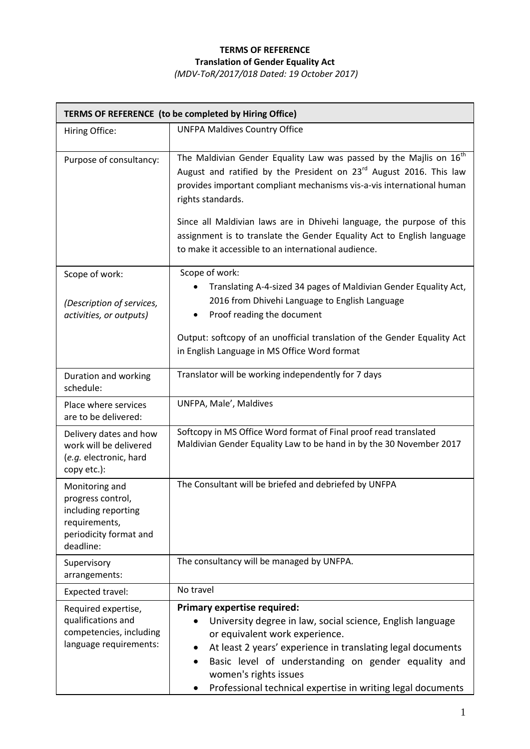**TERMS OF REFERENCE**

**Translation of Gender Equality Act**

*(MDV-ToR/2017/018 Dated: 19 October 2017)*

| **TERMS OF REFERENCE (to be completed by Hiring Office)** | |
|---|---|
| Hiring Office: | UNFPA Maldives Country Office |
| Purpose of consultancy: | The Maldivian Gender Equality Law was passed by the Majlis on 16th August and ratified by the President on 23rd August 2016. This law provides important compliant mechanisms vis-a-vis international human rights standards.<br><br>Since all Maldivian laws are in Dhivehi language, the purpose of this assignment is to translate the Gender Equality Act to English language to make it accessible to an international audience. |
| Scope of work:<br><br>*(Description of services, activities, or outputs)* | Scope of work:<br>• Translating A-4-sized 34 pages of Maldivian Gender Equality Act, 2016 from Dhivehi Language to English Language<br>• Proof reading the document<br><br>Output: softcopy of an unofficial translation of the Gender Equality Act in English Language in MS Office Word format |
| Duration and working schedule: | Translator will be working independently for 7 days |
| Place where services are to be delivered: | UNFPA, Male', Maldives |
| Delivery dates and how work will be delivered (*e.g.* electronic, hard copy etc.): | Softcopy in MS Office Word format of Final proof read translated Maldivian Gender Equality Law to be hand in by the 30 November 2017 |
| Monitoring and progress control, including reporting requirements, periodicity format and deadline: | The Consultant will be briefed and debriefed by UNFPA |
| Supervisory arrangements: | The consultancy will be managed by UNFPA. |
| Expected travel: | No travel |
| Required expertise, qualifications and competencies, including language requirements: | **Primary expertise required:**<br>• University degree in law, social science, English language or equivalent work experience.<br>• At least 2 years' experience in translating legal documents<br>• Basic level of understanding on gender equality and women's rights issues<br>• Professional technical expertise in writing legal documents |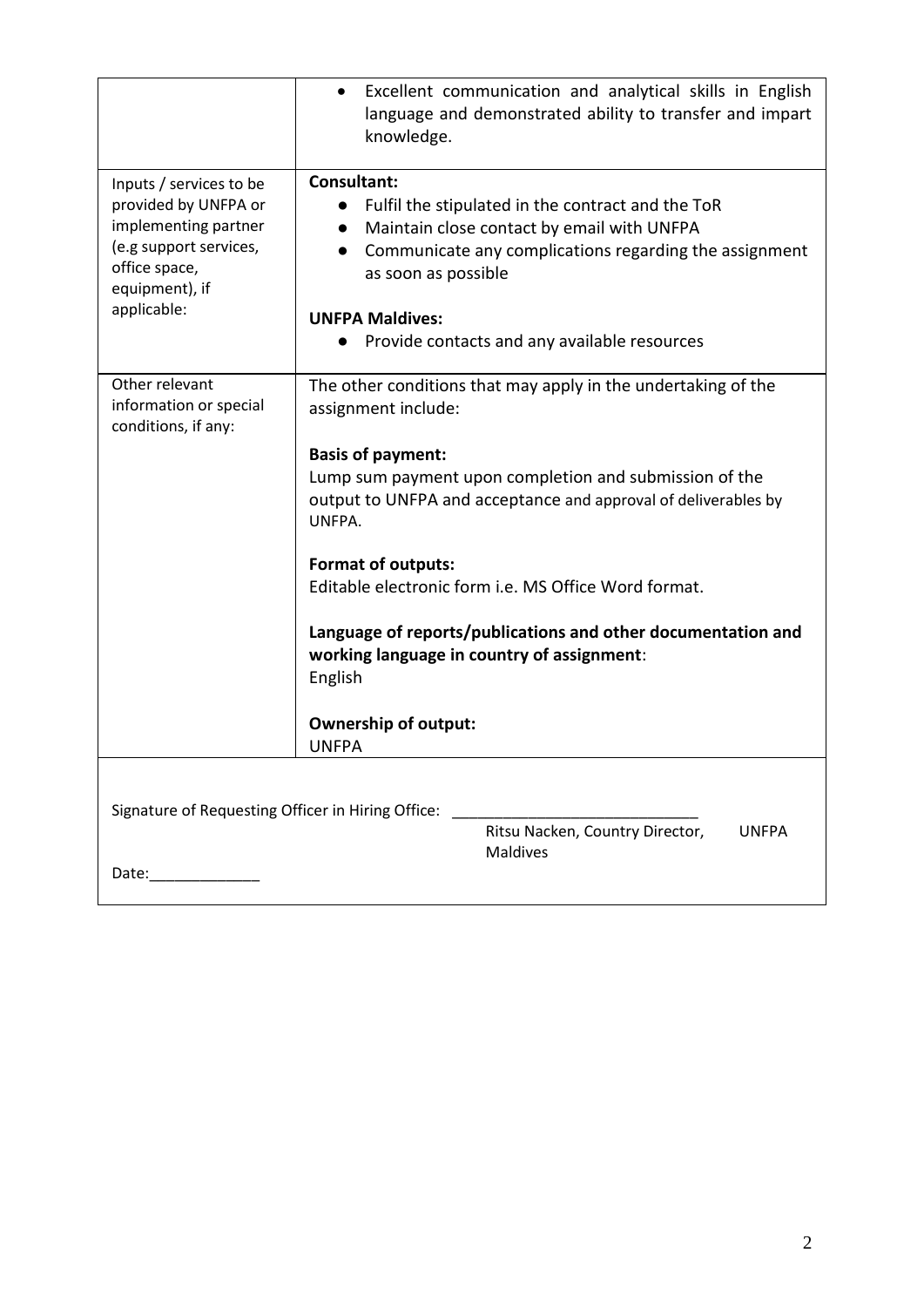| | |
|---|---|
| | • Excellent communication and analytical skills in English language and demonstrated ability to transfer and impart knowledge. |
| Inputs / services to be provided by UNFPA or implementing partner (e.g support services, office space, equipment), if applicable: | **Consultant:**<br>● Fulfil the stipulated in the contract and the ToR<br>● Maintain close contact by email with UNFPA<br>● Communicate any complications regarding the assignment as soon as possible<br><br>**UNFPA Maldives:**<br>● Provide contacts and any available resources |
| Other relevant information or special conditions, if any: | The other conditions that may apply in the undertaking of the assignment include:<br><br>**Basis of payment:**<br>Lump sum payment upon completion and submission of the output to UNFPA and acceptance and approval of deliverables by UNFPA.<br><br>**Format of outputs:**<br>Editable electronic form i.e. MS Office Word format.<br><br>**Language of reports/publications and other documentation and working language in country of assignment**:<br>English<br><br>**Ownership of output:**<br>UNFPA |

Signature of Requesting Officer in Hiring Office: ____________________________

Ritsu Nacken, Country Director, UNFPA Maldives

Date:_____________